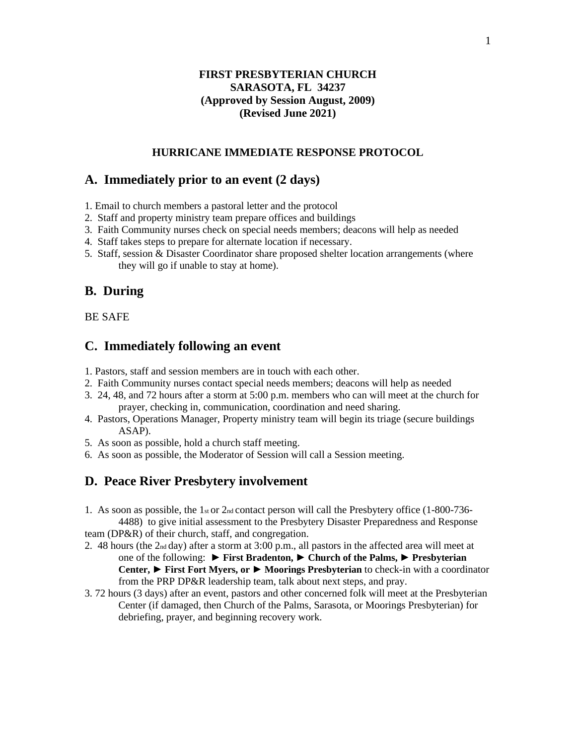**FIRST PRESBYTERIAN CHURCH**
**SARASOTA, FL 34237**
**(Approved by Session August, 2009)**
**(Revised June 2021)**

**HURRICANE IMMEDIATE RESPONSE PROTOCOL**

## A. Immediately prior to an event (2 days)

1. Email to church members a pastoral letter and the protocol
2. Staff and property ministry team prepare offices and buildings
3. Faith Community nurses check on special needs members; deacons will help as needed
4. Staff takes steps to prepare for alternate location if necessary.
5. Staff, session & Disaster Coordinator share proposed shelter location arrangements (where they will go if unable to stay at home).

## B. During

BE SAFE

## C. Immediately following an event

1. Pastors, staff and session members are in touch with each other.
2. Faith Community nurses contact special needs members; deacons will help as needed
3. 24, 48, and 72 hours after a storm at 5:00 p.m. members who can will meet at the church for prayer, checking in, communication, coordination and need sharing.
4. Pastors, Operations Manager, Property ministry team will begin its triage (secure buildings ASAP).
5. As soon as possible, hold a church staff meeting.
6. As soon as possible, the Moderator of Session will call a Session meeting.

## D. Peace River Presbytery involvement

1. As soon as possible, the 1st or 2nd contact person will call the Presbytery office (1-800-736-4488) to give initial assessment to the Presbytery Disaster Preparedness and Response team (DP&R) of their church, staff, and congregation.
2. 48 hours (the 2nd day) after a storm at 3:00 p.m., all pastors in the affected area will meet at one of the following: ► **First Bradenton,** ► **Church of the Palms,** ► **Presbyterian Center,** ► **First Fort Myers, or** ► **Moorings Presbyterian** to check-in with a coordinator from the PRP DP&R leadership team, talk about next steps, and pray.
3. 72 hours (3 days) after an event, pastors and other concerned folk will meet at the Presbyterian Center (if damaged, then Church of the Palms, Sarasota, or Moorings Presbyterian) for debriefing, prayer, and beginning recovery work.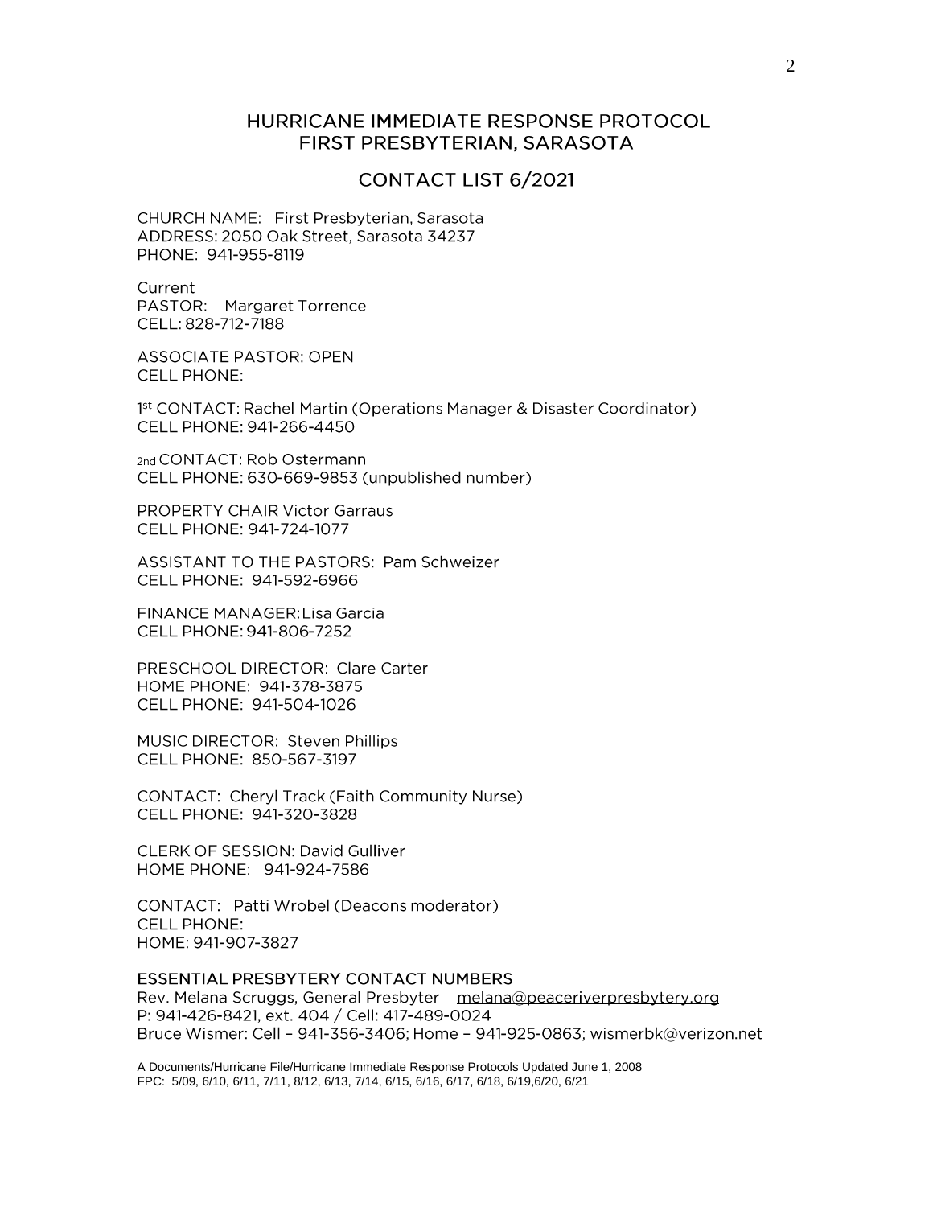# HURRICANE IMMEDIATE RESPONSE PROTOCOL
# FIRST PRESBYTERIAN, SARASOTA

## CONTACT LIST 6/2021

CHURCH NAME: First Presbyterian, Sarasota
ADDRESS: 2050 Oak Street, Sarasota 34237
PHONE: 941-955-8119

Current
PASTOR: Margaret Torrence
CELL: 828-712-7188

ASSOCIATE PASTOR: OPEN
CELL PHONE:

1st CONTACT: Rachel Martin (Operations Manager & Disaster Coordinator)
CELL PHONE: 941-266-4450

2nd CONTACT: Rob Ostermann
CELL PHONE: 630-669-9853 (unpublished number)

PROPERTY CHAIR Victor Garraus
CELL PHONE: 941-724-1077

ASSISTANT TO THE PASTORS: Pam Schweizer
CELL PHONE: 941-592-6966

FINANCE MANAGER: Lisa Garcia
CELL PHONE: 941-806-7252

PRESCHOOL DIRECTOR: Clare Carter
HOME PHONE: 941-378-3875
CELL PHONE: 941-504-1026

MUSIC DIRECTOR: Steven Phillips
CELL PHONE: 850-567-3197

CONTACT: Cheryl Track (Faith Community Nurse)
CELL PHONE: 941-320-3828

CLERK OF SESSION: David Gulliver
HOME PHONE: 941-924-7586

CONTACT: Patti Wrobel (Deacons moderator)
CELL PHONE:
HOME: 941-907-3827

**ESSENTIAL PRESBYTERY CONTACT NUMBERS**
Rev. Melana Scruggs, General Presbyter melana@peaceriverpresbytery.org
P: 941-426-8421, ext. 404 / Cell: 417-489-0024
Bruce Wismer: Cell – 941-356-3406; Home – 941-925-0863; wismerbk@verizon.net

A Documents/Hurricane File/Hurricane Immediate Response Protocols Updated June 1, 2008
FPC: 5/09, 6/10, 6/11, 7/11, 8/12, 6/13, 7/14, 6/15, 6/16, 6/17, 6/18, 6/19,6/20, 6/21